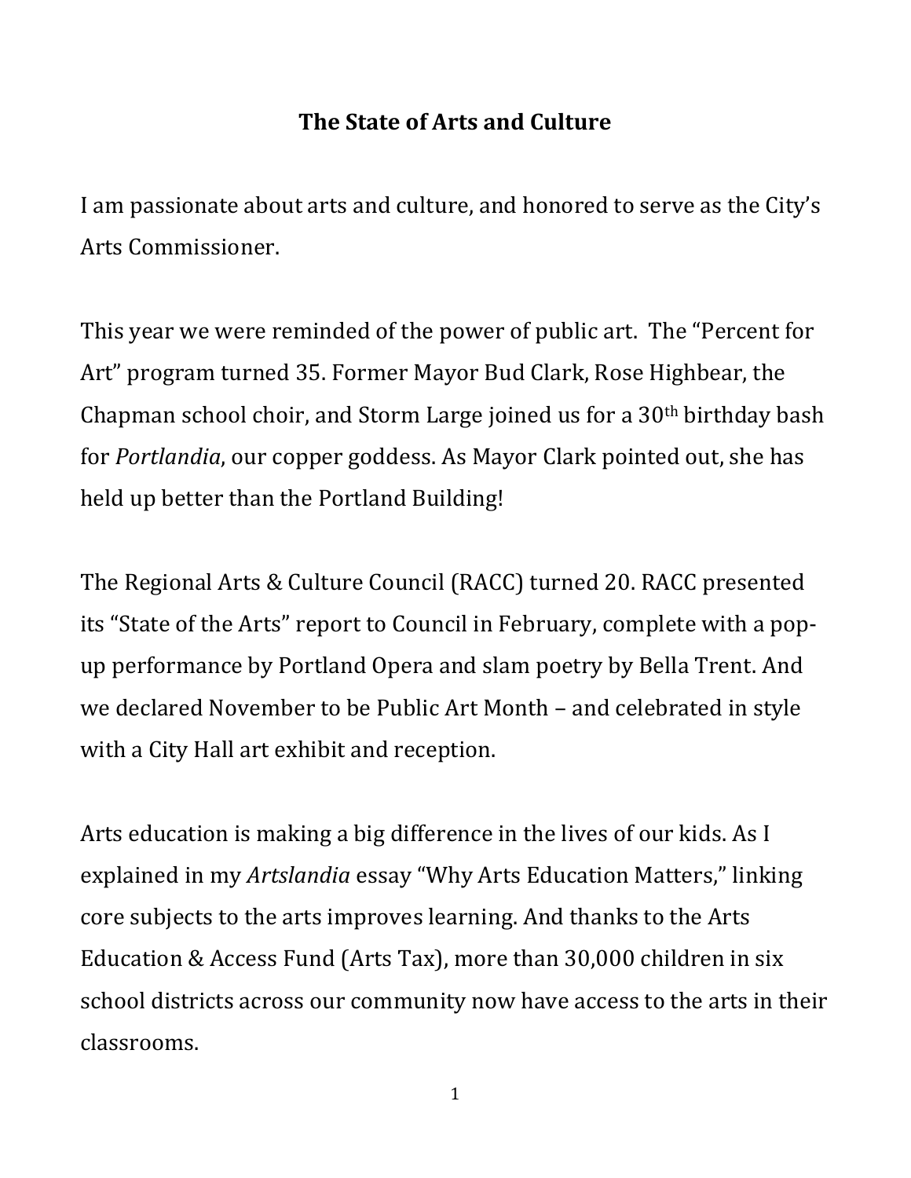# The State of Arts and Culture

I am passionate about arts and culture, and honored to serve as the City's Arts Commissioner.

This year we were reminded of the power of public art. The "Percent for Art" program turned 35. Former Mayor Bud Clark, Rose Highbear, the Chapman school choir, and Storm Large joined us for a 30th birthday bash for *Portlandia*, our copper goddess. As Mayor Clark pointed out, she has held up better than the Portland Building!

The Regional Arts & Culture Council (RACC) turned 20. RACC presented its "State of the Arts" report to Council in February, complete with a pop-up performance by Portland Opera and slam poetry by Bella Trent. And we declared November to be Public Art Month – and celebrated in style with a City Hall art exhibit and reception.

Arts education is making a big difference in the lives of our kids. As I explained in my *Artslandia* essay "Why Arts Education Matters," linking core subjects to the arts improves learning. And thanks to the Arts Education & Access Fund (Arts Tax), more than 30,000 children in six school districts across our community now have access to the arts in their classrooms.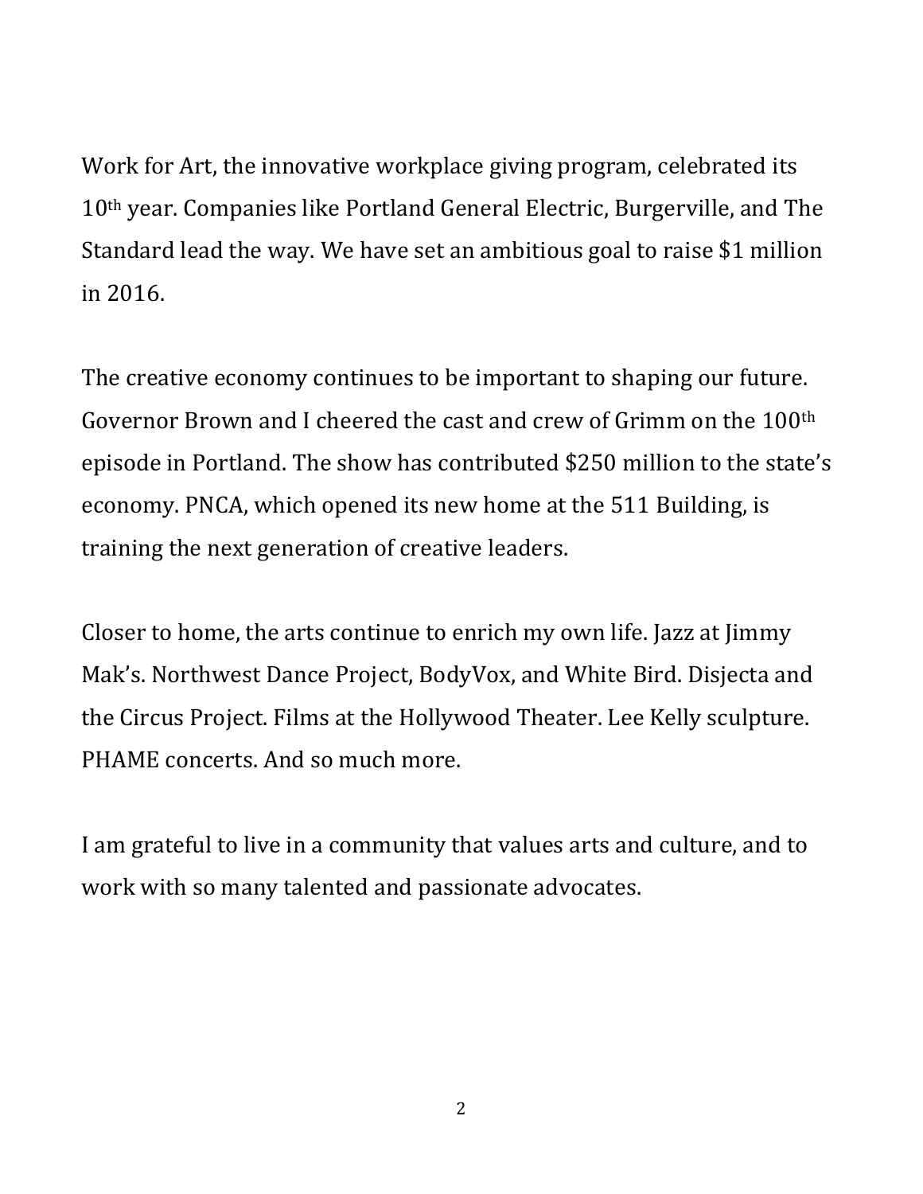Work for Art, the innovative workplace giving program, celebrated its 10th year. Companies like Portland General Electric, Burgerville, and The Standard lead the way. We have set an ambitious goal to raise $1 million in 2016.

The creative economy continues to be important to shaping our future. Governor Brown and I cheered the cast and crew of Grimm on the 100th episode in Portland. The show has contributed $250 million to the state's economy. PNCA, which opened its new home at the 511 Building, is training the next generation of creative leaders.

Closer to home, the arts continue to enrich my own life. Jazz at Jimmy Mak's. Northwest Dance Project, BodyVox, and White Bird. Disjecta and the Circus Project. Films at the Hollywood Theater. Lee Kelly sculpture. PHAME concerts. And so much more.

I am grateful to live in a community that values arts and culture, and to work with so many talented and passionate advocates.